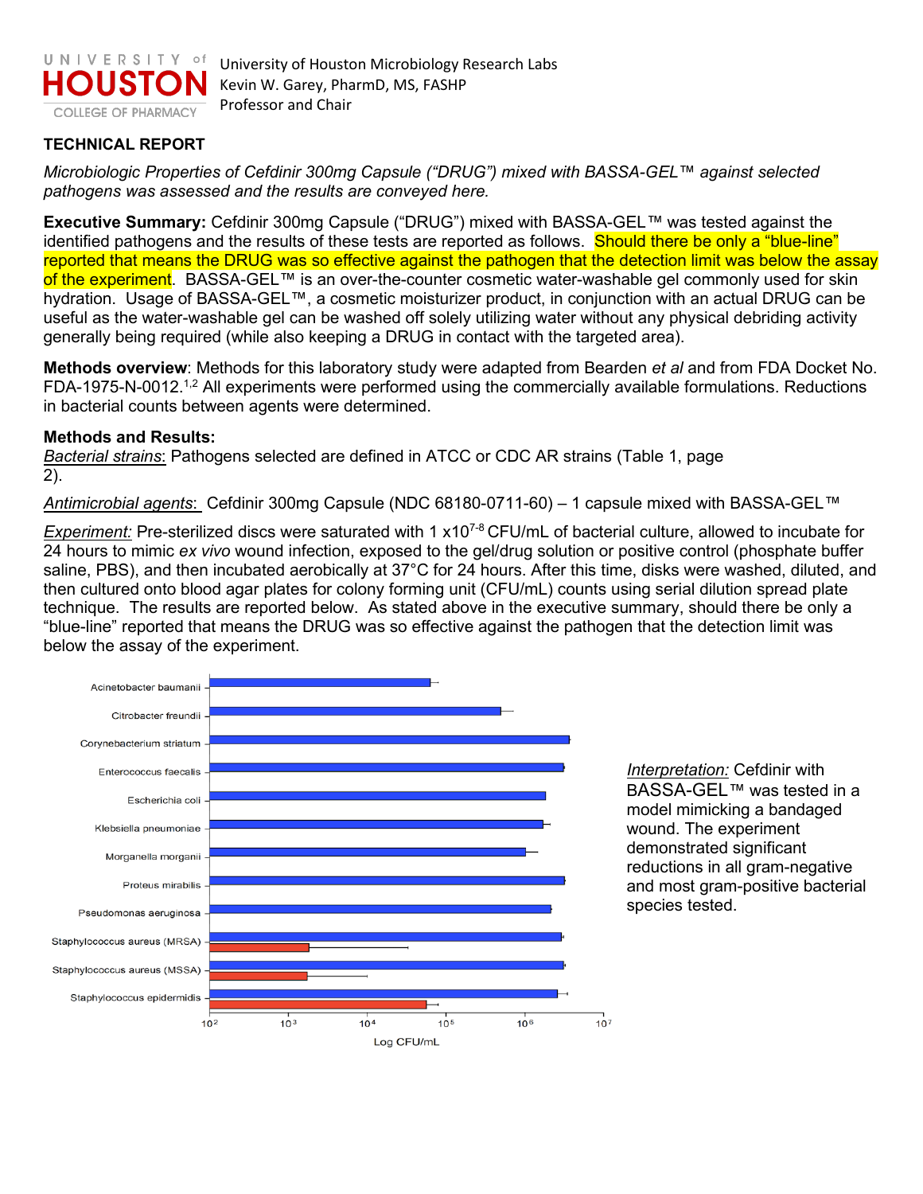UNIVERSITY of HOUSTON
COLLEGE OF PHARMACY

University of Houston Microbiology Research Labs
Kevin W. Garey, PharmD, MS, FASHP
Professor and Chair

## TECHNICAL REPORT

*Microbiologic Properties of Cefdinir 300mg Capsule ("DRUG") mixed with BASSA-GEL™ against selected pathogens was assessed and the results are conveyed here.*

**Executive Summary:** Cefdinir 300mg Capsule ("DRUG") mixed with BASSA-GEL™ was tested against the identified pathogens and the results of these tests are reported as follows. Should there be only a "blue-line" reported that means the DRUG was so effective against the pathogen that the detection limit was below the assay of the experiment. BASSA-GEL™ is an over-the-counter cosmetic water-washable gel commonly used for skin hydration. Usage of BASSA-GEL™, a cosmetic moisturizer product, in conjunction with an actual DRUG can be useful as the water-washable gel can be washed off solely utilizing water without any physical debriding activity generally being required (while also keeping a DRUG in contact with the targeted area).

**Methods overview**: Methods for this laboratory study were adapted from Bearden *et al* and from FDA Docket No. FDA-1975-N-0012.[1,2] All experiments were performed using the commercially available formulations. Reductions in bacterial counts between agents were determined.

**Methods and Results:**

*Bacterial strains*: Pathogens selected are defined in ATCC or CDC AR strains (Table 1, page 2).

*Antimicrobial agents*: Cefdinir 300mg Capsule (NDC 68180-0711-60) – 1 capsule mixed with BASSA-GEL™

*Experiment:* Pre-sterilized discs were saturated with 1 $x10^{7-8}$ CFU/mL of bacterial culture, allowed to incubate for 24 hours to mimic *ex vivo* wound infection, exposed to the gel/drug solution or positive control (phosphate buffer saline, PBS), and then incubated aerobically at 37°C for 24 hours. After this time, disks were washed, diluted, and then cultured onto blood agar plates for colony forming unit (CFU/mL) counts using serial dilution spread plate technique. The results are reported below. As stated above in the executive summary, should there be only a "blue-line" reported that means the DRUG was so effective against the pathogen that the detection limit was below the assay of the experiment.

Acinetobacter baumanii
Citrobacter freundii
Corynebacterium striatum
Enterococcus faecalis
Escherichia coli
Klebsiella pneumoniae
Morganella morganii
Proteus mirabilis
Pseudomonas aeruginosa
Staphylococcus aureus (MRSA)
Staphylococcus aureus (MSSA)
Staphylococcus epidermidis

$10^2$ $10^3$ $10^4$ $10^5$ $10^6$ $10^7$
Log CFU/mL

*Interpretation:* Cefdinir with BASSA-GEL™ was tested in a model mimicking a bandaged wound. The experiment demonstrated significant reductions in all gram-negative and most gram-positive bacterial species tested.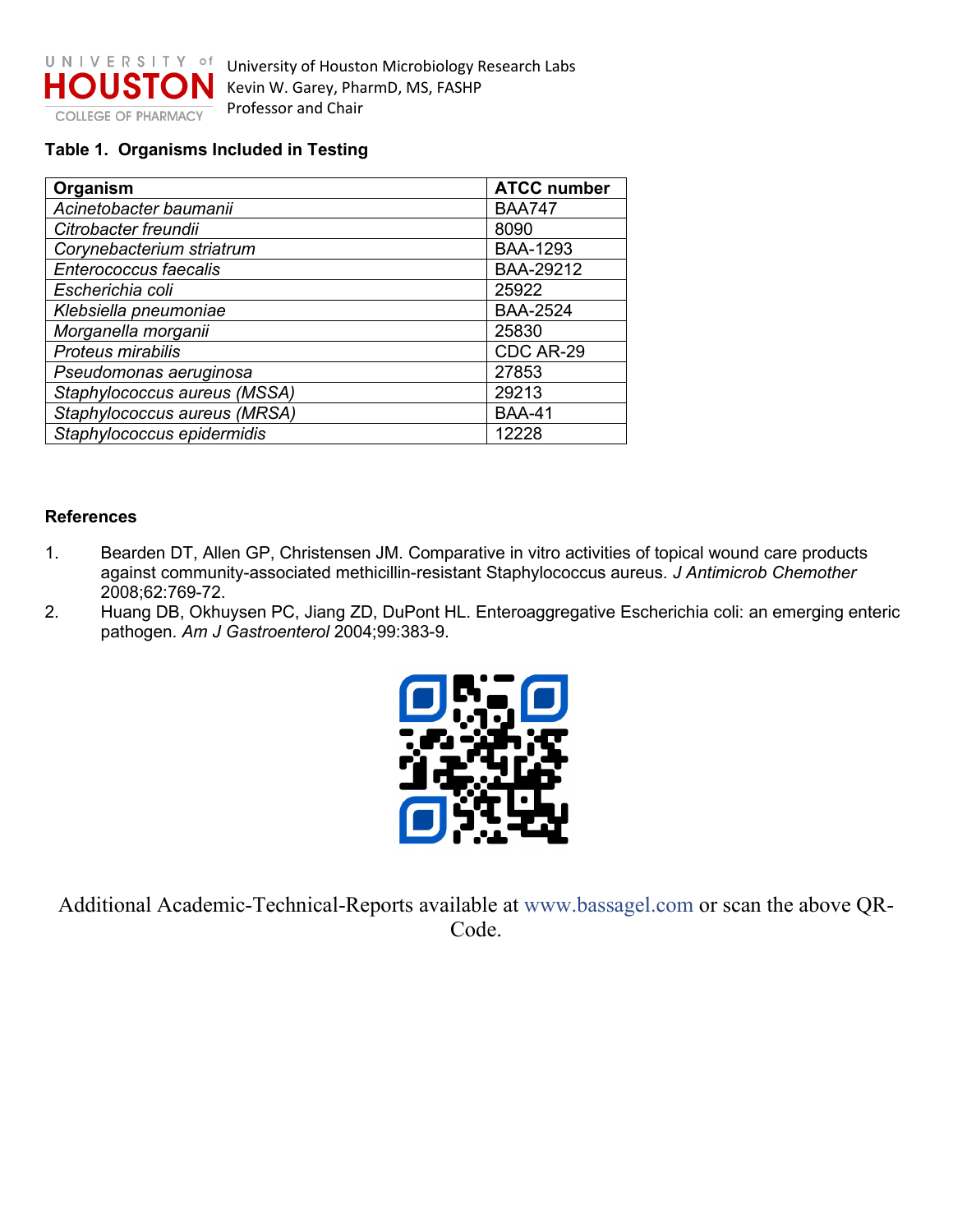University of Houston Microbiology Research Labs
Kevin W. Garey, PharmD, MS, FASHP
Professor and Chair

**Table 1. Organisms Included in Testing**

| Organism | ATCC number |
|---|---|
| *Acinetobacter baumanii* | BAA747 |
| *Citrobacter freundii* | 8090 |
| *Corynebacterium striatrum* | BAA-1293 |
| *Enterococcus faecalis* | BAA-29212 |
| *Escherichia coli* | 25922 |
| *Klebsiella pneumoniae* | BAA-2524 |
| *Morganella morganii* | 25830 |
| *Proteus mirabilis* | CDC AR-29 |
| *Pseudomonas aeruginosa* | 27853 |
| *Staphylococcus aureus (MSSA)* | 29213 |
| *Staphylococcus aureus (MRSA)* | BAA-41 |
| *Staphylococcus epidermidis* | 12228 |

**References**

1. Bearden DT, Allen GP, Christensen JM. Comparative in vitro activities of topical wound care products against community-associated methicillin-resistant Staphylococcus aureus. *J Antimicrob Chemother* 2008;62:769-72.
2. Huang DB, Okhuysen PC, Jiang ZD, DuPont HL. Enteroaggregative Escherichia coli: an emerging enteric pathogen. *Am J Gastroenterol* 2004;99:383-9.

Additional Academic-Technical-Reports available at www.bassagel.com or scan the above QR-Code.